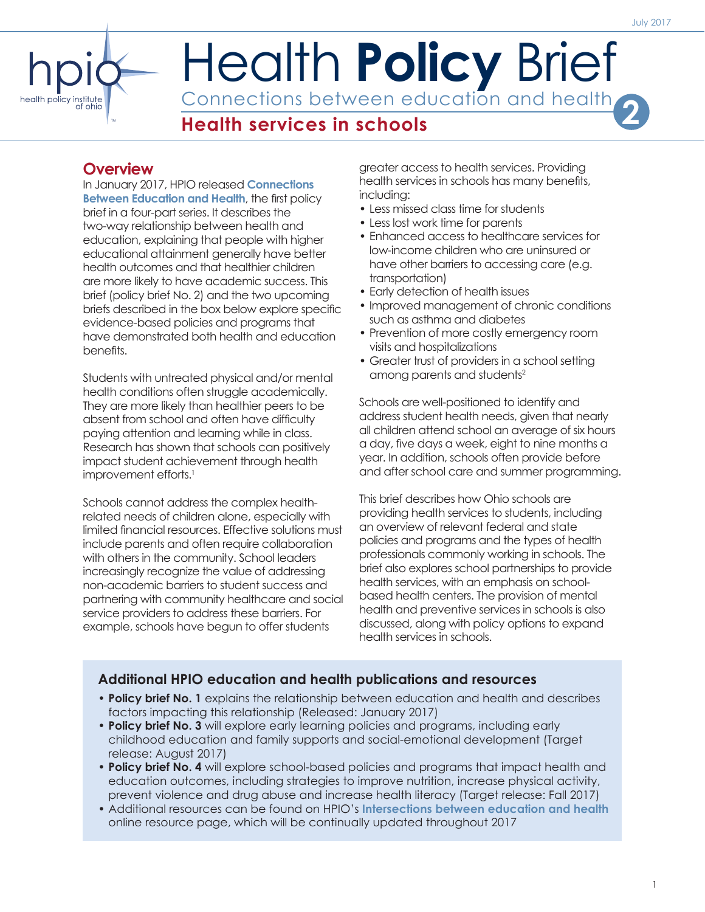July 2017

# Health **Policy** Brief

## Connections between education and health 2

## Health services in schools

## Overview

In January 2017, HPIO released **Connections Between Education and Health**, the first policy brief in a four-part series. It describes the two-way relationship between health and education, explaining that people with higher educational attainment generally have better health outcomes and that healthier children are more likely to have academic success. This brief (policy brief No. 2) and the two upcoming briefs described in the box below explore specific evidence-based policies and programs that have demonstrated both health and education benefits.

Students with untreated physical and/or mental health conditions often struggle academically. They are more likely than healthier peers to be absent from school and often have difficulty paying attention and learning while in class. Research has shown that schools can positively impact student achievement through health improvement efforts.[1]

Schools cannot address the complex health-related needs of children alone, especially with limited financial resources. Effective solutions must include parents and often require collaboration with others in the community. School leaders increasingly recognize the value of addressing non-academic barriers to student success and partnering with community healthcare and social service providers to address these barriers. For example, schools have begun to offer students greater access to health services. Providing health services in schools has many benefits, including:

- Less missed class time for students
- Less lost work time for parents
- Enhanced access to healthcare services for low-income children who are uninsured or have other barriers to accessing care (e.g. transportation)
- Early detection of health issues
- Improved management of chronic conditions such as asthma and diabetes
- Prevention of more costly emergency room visits and hospitalizations
- Greater trust of providers in a school setting among parents and students[2]

Schools are well-positioned to identify and address student health needs, given that nearly all children attend school an average of six hours a day, five days a week, eight to nine months a year. In addition, schools often provide before and after school care and summer programming.

This brief describes how Ohio schools are providing health services to students, including an overview of relevant federal and state policies and programs and the types of health professionals commonly working in schools. The brief also explores school partnerships to provide health services, with an emphasis on school-based health centers. The provision of mental health and preventive services in schools is also discussed, along with policy options to expand health services in schools.

### Additional HPIO education and health publications and resources

- **Policy brief No. 1** explains the relationship between education and health and describes factors impacting this relationship (Released: January 2017)
- **Policy brief No. 3** will explore early learning policies and programs, including early childhood education and family supports and social-emotional development (Target release: August 2017)
- **Policy brief No. 4** will explore school-based policies and programs that impact health and education outcomes, including strategies to improve nutrition, increase physical activity, prevent violence and drug abuse and increase health literacy (Target release: Fall 2017)
- Additional resources can be found on HPIO's **Intersections between education and health** online resource page, which will be continually updated throughout 2017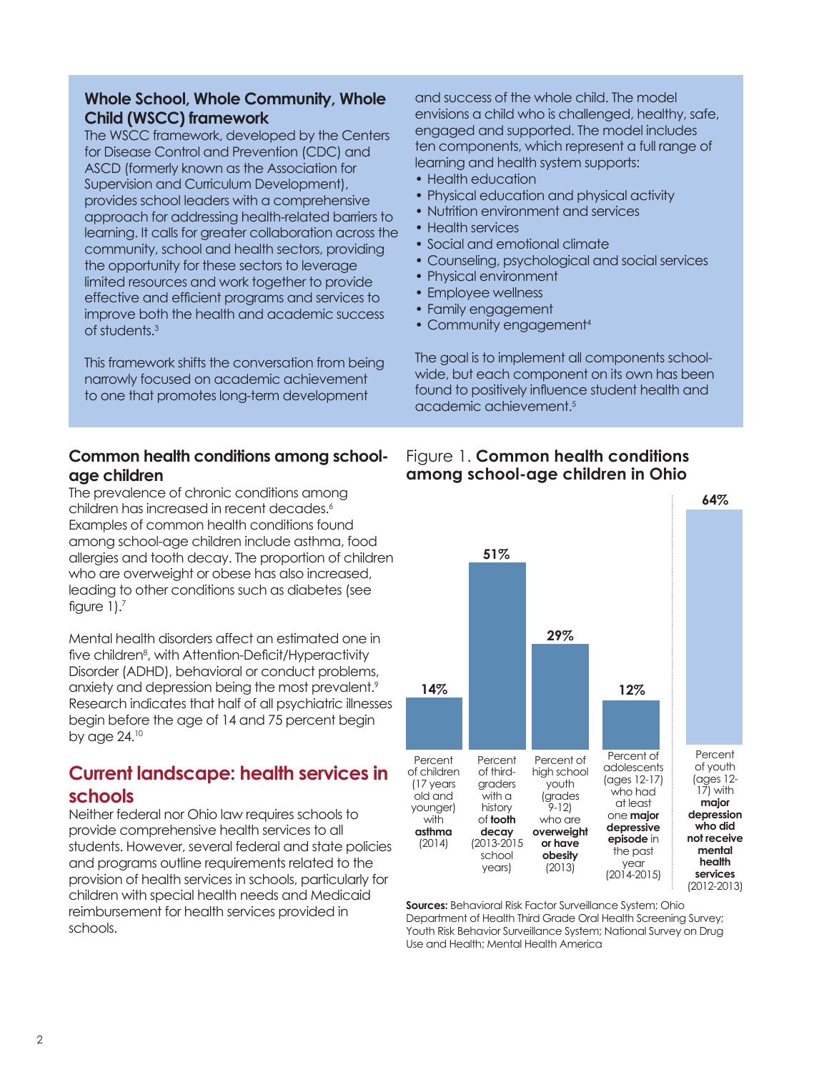## Whole School, Whole Community, Whole Child (WSCC) framework

The WSCC framework, developed by the Centers for Disease Control and Prevention (CDC) and ASCD (formerly known as the Association for Supervision and Curriculum Development), provides school leaders with a comprehensive approach for addressing health-related barriers to learning. It calls for greater collaboration across the community, school and health sectors, providing the opportunity for these sectors to leverage limited resources and work together to provide effective and efficient programs and services to improve both the health and academic success of students.[3]

This framework shifts the conversation from being narrowly focused on academic achievement to one that promotes long-term development and success of the whole child. The model envisions a child who is challenged, healthy, safe, engaged and supported. The model includes ten components, which represent a full range of learning and health system supports:

- Health education
- Physical education and physical activity
- Nutrition environment and services
- Health services
- Social and emotional climate
- Counseling, psychological and social services
- Physical environment
- Employee wellness
- Family engagement
- Community engagement[4]

The goal is to implement all components school-wide, but each component on its own has been found to positively influence student health and academic achievement.[5]

## Common health conditions among school-age children

The prevalence of chronic conditions among children has increased in recent decades.[6] Examples of common health conditions found among school-age children include asthma, food allergies and tooth decay. The proportion of children who are overweight or obese has also increased, leading to other conditions such as diabetes (see figure 1).[7]

Mental health disorders affect an estimated one in five children[8], with Attention-Deficit/Hyperactivity Disorder (ADHD), behavioral or conduct problems, anxiety and depression being the most prevalent.[9] Research indicates that half of all psychiatric illnesses begin before the age of 14 and 75 percent begin by age 24.[10]

Figure 1. **Common health conditions among school-age children in Ohio**

| Measure | Value |
|---|---|
| Percent of children (17 years old and younger) with **asthma** (2014) | 14% |
| Percent of third-graders with a history of **tooth decay** (2013-2015 school years) | 51% |
| Percent of high school youth (grades 9-12) who are **overweight or have obesity** (2013) | 29% |
| Percent of adolescents (ages 12-17) who had at least one **major depressive episode** in the past year (2014-2015) | 12% |
| Percent of youth (ages 12-17) with **major depression who did not receive mental health services** (2012-2013) | 64% |

**Sources:** Behavioral Risk Factor Surveillance System; Ohio Department of Health Third Grade Oral Health Screening Survey; Youth Risk Behavior Surveillance System; National Survey on Drug Use and Health; Mental Health America

## Current landscape: health services in schools

Neither federal nor Ohio law requires schools to provide comprehensive health services to all students. However, several federal and state policies and programs outline requirements related to the provision of health services in schools, particularly for children with special health needs and Medicaid reimbursement for health services provided in schools.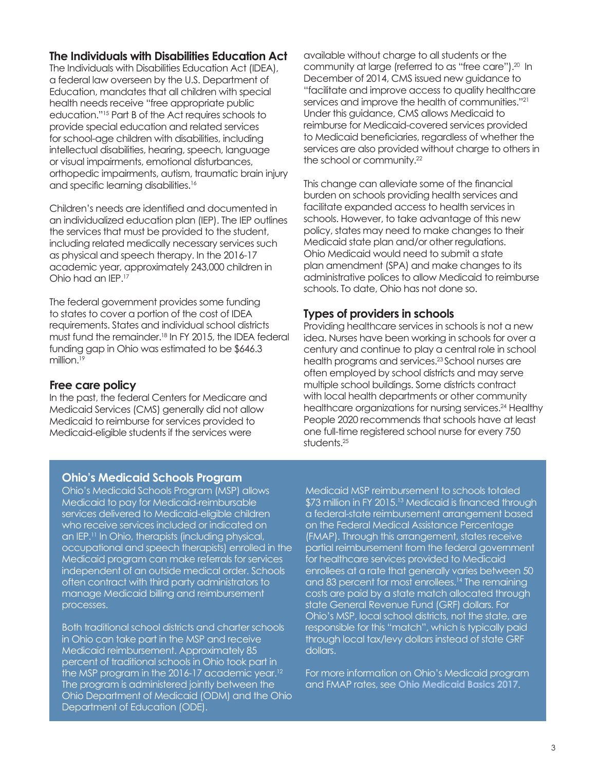## The Individuals with Disabilities Education Act

The Individuals with Disabilities Education Act (IDEA), a federal law overseen by the U.S. Department of Education, mandates that all children with special health needs receive "free appropriate public education."[15] Part B of the Act requires schools to provide special education and related services for school-age children with disabilities, including intellectual disabilities, hearing, speech, language or visual impairments, emotional disturbances, orthopedic impairments, autism, traumatic brain injury and specific learning disabilities.[16]

Children's needs are identified and documented in an individualized education plan (IEP). The IEP outlines the services that must be provided to the student, including related medically necessary services such as physical and speech therapy. In the 2016-17 academic year, approximately 243,000 children in Ohio had an IEP.[17]

The federal government provides some funding to states to cover a portion of the cost of IDEA requirements. States and individual school districts must fund the remainder.[18] In FY 2015, the IDEA federal funding gap in Ohio was estimated to be $646.3 million.[19]

## Free care policy

In the past, the federal Centers for Medicare and Medicaid Services (CMS) generally did not allow Medicaid to reimburse for services provided to Medicaid-eligible students if the services were available without charge to all students or the community at large (referred to as "free care").[20] In December of 2014, CMS issued new guidance to "facilitate and improve access to quality healthcare services and improve the health of communities."[21] Under this guidance, CMS allows Medicaid to reimburse for Medicaid-covered services provided to Medicaid beneficiaries, regardless of whether the services are also provided without charge to others in the school or community.[22]

This change can alleviate some of the financial burden on schools providing health services and facilitate expanded access to health services in schools. However, to take advantage of this new policy, states may need to make changes to their Medicaid state plan and/or other regulations. Ohio Medicaid would need to submit a state plan amendment (SPA) and make changes to its administrative polices to allow Medicaid to reimburse schools. To date, Ohio has not done so.

## Types of providers in schools

Providing healthcare services in schools is not a new idea. Nurses have been working in schools for over a century and continue to play a central role in school health programs and services.[23] School nurses are often employed by school districts and may serve multiple school buildings. Some districts contract with local health departments or other community healthcare organizations for nursing services.[24] Healthy People 2020 recommends that schools have at least one full-time registered school nurse for every 750 students.[25]

### Ohio's Medicaid Schools Program

Ohio's Medicaid Schools Program (MSP) allows Medicaid to pay for Medicaid-reimbursable services delivered to Medicaid-eligible children who receive services included or indicated on an IEP.[11] In Ohio, therapists (including physical, occupational and speech therapists) enrolled in the Medicaid program can make referrals for services independent of an outside medical order. Schools often contract with third party administrators to manage Medicaid billing and reimbursement processes.

Both traditional school districts and charter schools in Ohio can take part in the MSP and receive Medicaid reimbursement. Approximately 85 percent of traditional schools in Ohio took part in the MSP program in the 2016-17 academic year.[12] The program is administered jointly between the Ohio Department of Medicaid (ODM) and the Ohio Department of Education (ODE).

Medicaid MSP reimbursement to schools totaled $73 million in FY 2015.[13] Medicaid is financed through a federal-state reimbursement arrangement based on the Federal Medical Assistance Percentage (FMAP). Through this arrangement, states receive partial reimbursement from the federal government for healthcare services provided to Medicaid enrollees at a rate that generally varies between 50 and 83 percent for most enrollees.[14] The remaining costs are paid by a state match allocated through state General Revenue Fund (GRF) dollars. For Ohio's MSP, local school districts, not the state, are responsible for this "match", which is typically paid through local tax/levy dollars instead of state GRF dollars.

For more information on Ohio's Medicaid program and FMAP rates, see **Ohio Medicaid Basics 2017**.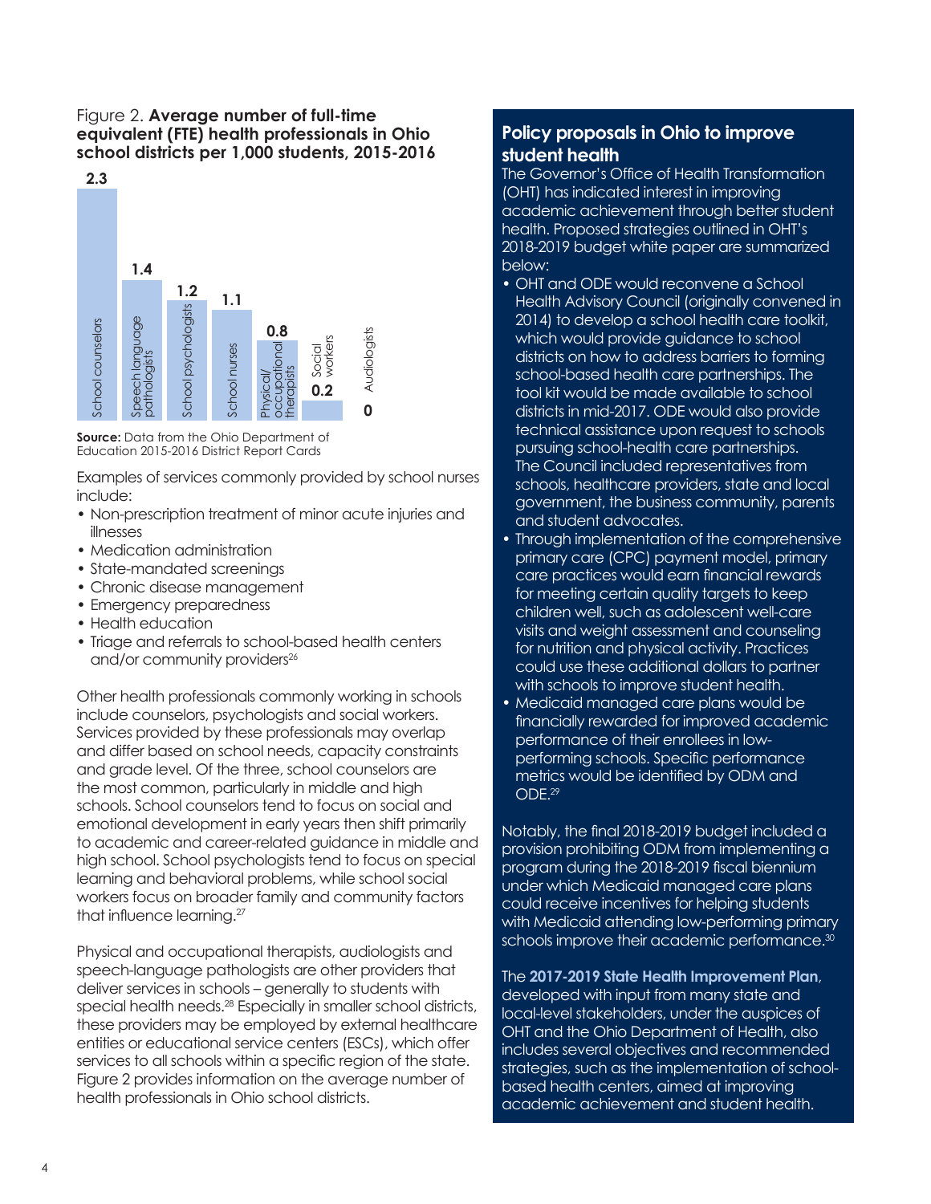Figure 2. **Average number of full-time equivalent (FTE) health professionals in Ohio school districts per 1,000 students, 2015-2016**

| Profession | FTE per 1,000 students |
| --- | --- |
| School counselors | 2.3 |
| Speech language pathologists | 1.4 |
| School psychologists | 1.2 |
| School nurses | 1.1 |
| Physical/occupational therapists | 0.8 |
| Social workers | 0.2 |
| Audiologists | 0 |

**Source:** Data from the Ohio Department of Education 2015-2016 District Report Cards

Examples of services commonly provided by school nurses include:

- Non-prescription treatment of minor acute injuries and illnesses
- Medication administration
- State-mandated screenings
- Chronic disease management
- Emergency preparedness
- Health education
- Triage and referrals to school-based health centers and/or community providers[26]

Other health professionals commonly working in schools include counselors, psychologists and social workers. Services provided by these professionals may overlap and differ based on school needs, capacity constraints and grade level. Of the three, school counselors are the most common, particularly in middle and high schools. School counselors tend to focus on social and emotional development in early years then shift primarily to academic and career-related guidance in middle and high school. School psychologists tend to focus on special learning and behavioral problems, while school social workers focus on broader family and community factors that influence learning.[27]

Physical and occupational therapists, audiologists and speech-language pathologists are other providers that deliver services in schools – generally to students with special health needs.[28] Especially in smaller school districts, these providers may be employed by external healthcare entities or educational service centers (ESCs), which offer services to all schools within a specific region of the state. Figure 2 provides information on the average number of health professionals in Ohio school districts.

## Policy proposals in Ohio to improve student health

The Governor's Office of Health Transformation (OHT) has indicated interest in improving academic achievement through better student health. Proposed strategies outlined in OHT's 2018-2019 budget white paper are summarized below:

- OHT and ODE would reconvene a School Health Advisory Council (originally convened in 2014) to develop a school health care toolkit, which would provide guidance to school districts on how to address barriers to forming school-based health care partnerships. The tool kit would be made available to school districts in mid-2017. ODE would also provide technical assistance upon request to schools pursuing school-health care partnerships. The Council included representatives from schools, healthcare providers, state and local government, the business community, parents and student advocates.
- Through implementation of the comprehensive primary care (CPC) payment model, primary care practices would earn financial rewards for meeting certain quality targets to keep children well, such as adolescent well-care visits and weight assessment and counseling for nutrition and physical activity. Practices could use these additional dollars to partner with schools to improve student health.
- Medicaid managed care plans would be financially rewarded for improved academic performance of their enrollees in low-performing schools. Specific performance metrics would be identified by ODM and ODE.[29]

Notably, the final 2018-2019 budget included a provision prohibiting ODM from implementing a program during the 2018-2019 fiscal biennium under which Medicaid managed care plans could receive incentives for helping students with Medicaid attending low-performing primary schools improve their academic performance.[30]

The **2017-2019 State Health Improvement Plan**, developed with input from many state and local-level stakeholders, under the auspices of OHT and the Ohio Department of Health, also includes several objectives and recommended strategies, such as the implementation of school-based health centers, aimed at improving academic achievement and student health.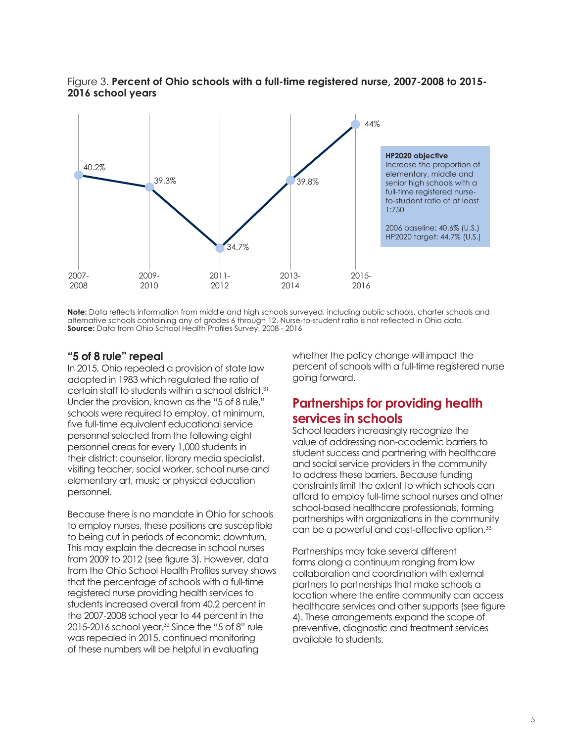Figure 3. **Percent of Ohio schools with a full-time registered nurse, 2007-2008 to 2015-2016 school years**

| School year | Percent |
|---|---|
| 2007-2008 | 40.2% |
| 2009-2010 | 39.3% |
| 2011-2012 | 34.7% |
| 2013-2014 | 39.8% |
| 2015-2016 | 44% |

**HP2020 objective**
Increase the proportion of elementary, middle and senior high schools with a full-time registered nurse-to-student ratio of at least 1:750

2006 baseline: 40.6% (U.S.)
HP2020 target: 44.7% (U.S.)

**Note:** Data reflects information from middle and high schools surveyed, including public schools, charter schools and alternative schools containing any of grades 6 through 12. Nurse-to-student ratio is not reflected in Ohio data.
**Source:** Data from Ohio School Health Profiles Survey, 2008 - 2016

### "5 of 8 rule" repeal

In 2015, Ohio repealed a provision of state law adopted in 1983 which regulated the ratio of certain staff to students within a school district.[31] Under the provision, known as the "5 of 8 rule," schools were required to employ, at minimum, five full-time equivalent educational service personnel selected from the following eight personnel areas for every 1,000 students in their district: counselor, library media specialist, visiting teacher, social worker, school nurse and elementary art, music or physical education personnel.

Because there is no mandate in Ohio for schools to employ nurses, these positions are susceptible to being cut in periods of economic downturn. This may explain the decrease in school nurses from 2009 to 2012 (see figure 3). However, data from the Ohio School Health Profiles survey shows that the percentage of schools with a full-time registered nurse providing health services to students increased overall from 40.2 percent in the 2007-2008 school year to 44 percent in the 2015-2016 school year.[32] Since the "5 of 8" rule was repealed in 2015, continued monitoring of these numbers will be helpful in evaluating whether the policy change will impact the percent of schools with a full-time registered nurse going forward.

## Partnerships for providing health services in schools

School leaders increasingly recognize the value of addressing non-academic barriers to student success and partnering with healthcare and social service providers in the community to address these barriers. Because funding constraints limit the extent to which schools can afford to employ full-time school nurses and other school-based healthcare professionals, forming partnerships with organizations in the community can be a powerful and cost-effective option.[33]

Partnerships may take several different forms along a continuum ranging from low collaboration and coordination with external partners to partnerships that make schools a location where the entire community can access healthcare services and other supports (see figure 4). These arrangements expand the scope of preventive, diagnostic and treatment services available to students.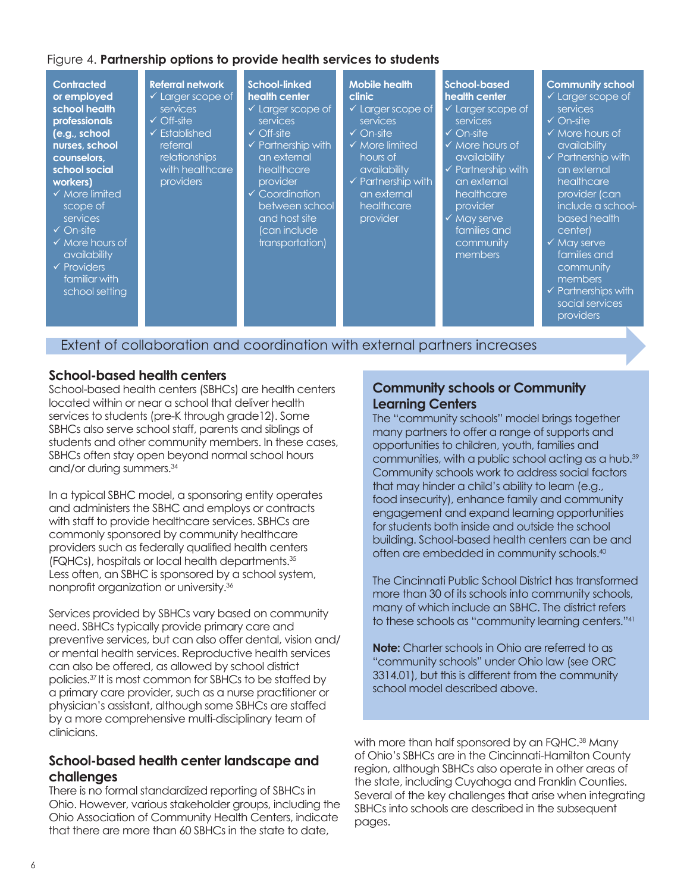Figure 4. **Partnership options to provide health services to students**

| Contracted or employed school health professionals (e.g., school nurses, school counselors, school social workers) | Referral network | School-linked health center | Mobile health clinic | School-based health center | Community school |
|---|---|---|---|---|---|
| ✓ More limited scope of services<br>✓ On-site<br>✓ More hours of availability<br>✓ Providers familiar with school setting | ✓ Larger scope of services<br>✓ Off-site<br>✓ Established referral relationships with healthcare providers | ✓ Larger scope of services<br>✓ Off-site<br>✓ Partnership with an external healthcare provider<br>✓ Coordination between school and host site (can include transportation) | ✓ Larger scope of services<br>✓ On-site<br>✓ More limited hours of availability<br>✓ Partnership with an external healthcare provider | ✓ Larger scope of services<br>✓ On-site<br>✓ More hours of availability<br>✓ Partnership with an external healthcare provider<br>✓ May serve families and community members | ✓ Larger scope of services<br>✓ On-site<br>✓ More hours of availability<br>✓ Partnership with an external healthcare provider (can include a school-based health center)<br>✓ May serve families and community members<br>✓ Partnerships with social services providers |

Extent of collaboration and coordination with external partners increases →

## School-based health centers

School-based health centers (SBHCs) are health centers located within or near a school that deliver health services to students (pre-K through grade12). Some SBHCs also serve school staff, parents and siblings of students and other community members. In these cases, SBHCs often stay open beyond normal school hours and/or during summers.[34]

In a typical SBHC model, a sponsoring entity operates and administers the SBHC and employs or contracts with staff to provide healthcare services. SBHCs are commonly sponsored by community healthcare providers such as federally qualified health centers (FQHCs), hospitals or local health departments.[35] Less often, an SBHC is sponsored by a school system, nonprofit organization or university.[36]

Services provided by SBHCs vary based on community need. SBHCs typically provide primary care and preventive services, but can also offer dental, vision and/or mental health services. Reproductive health services can also be offered, as allowed by school district policies.[37] It is most common for SBHCs to be staffed by a primary care provider, such as a nurse practitioner or physician's assistant, although some SBHCs are staffed by a more comprehensive multi-disciplinary team of clinicians.

## School-based health center landscape and challenges

There is no formal standardized reporting of SBHCs in Ohio. However, various stakeholder groups, including the Ohio Association of Community Health Centers, indicate that there are more than 60 SBHCs in the state to date, with more than half sponsored by an FQHC.[38] Many of Ohio's SBHCs are in the Cincinnati-Hamilton County region, although SBHCs also operate in other areas of the state, including Cuyahoga and Franklin Counties. Several of the key challenges that arise when integrating SBHCs into schools are described in the subsequent pages.

## Community schools or Community Learning Centers

The "community schools" model brings together many partners to offer a range of supports and opportunities to children, youth, families and communities, with a public school acting as a hub.[39] Community schools work to address social factors that may hinder a child's ability to learn (e.g., food insecurity), enhance family and community engagement and expand learning opportunities for students both inside and outside the school building. School-based health centers can be and often are embedded in community schools.[40]

The Cincinnati Public School District has transformed more than 30 of its schools into community schools, many of which include an SBHC. The district refers to these schools as "community learning centers."[41]

**Note:** Charter schools in Ohio are referred to as "community schools" under Ohio law (see ORC 3314.01), but this is different from the community school model described above.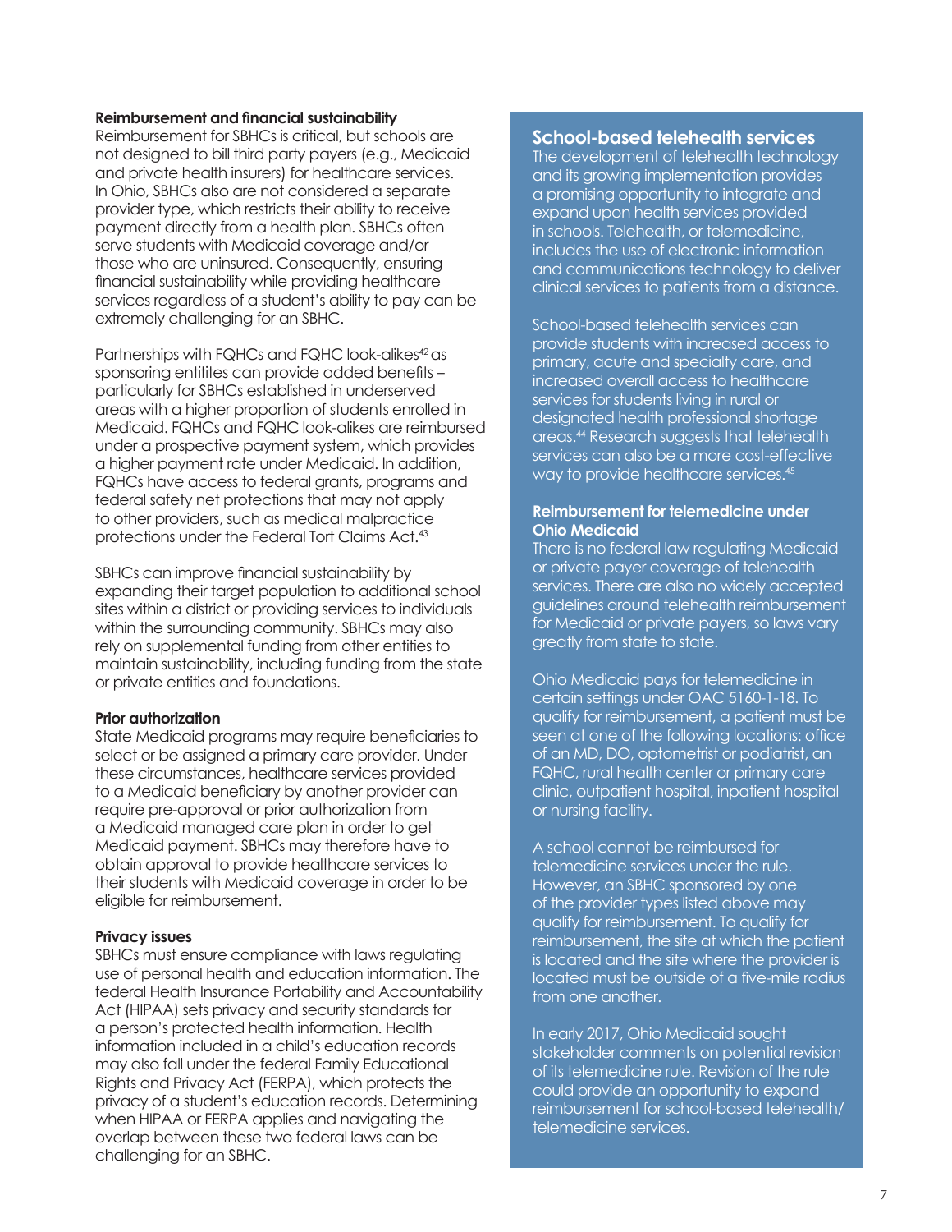### Reimbursement and financial sustainability

Reimbursement for SBHCs is critical, but schools are not designed to bill third party payers (e.g., Medicaid and private health insurers) for healthcare services. In Ohio, SBHCs also are not considered a separate provider type, which restricts their ability to receive payment directly from a health plan. SBHCs often serve students with Medicaid coverage and/or those who are uninsured. Consequently, ensuring financial sustainability while providing healthcare services regardless of a student's ability to pay can be extremely challenging for an SBHC.

Partnerships with FQHCs and FQHC look-alikes[42] as sponsoring entitites can provide added benefits – particularly for SBHCs established in underserved areas with a higher proportion of students enrolled in Medicaid. FQHCs and FQHC look-alikes are reimbursed under a prospective payment system, which provides a higher payment rate under Medicaid. In addition, FQHCs have access to federal grants, programs and federal safety net protections that may not apply to other providers, such as medical malpractice protections under the Federal Tort Claims Act.[43]

SBHCs can improve financial sustainability by expanding their target population to additional school sites within a district or providing services to individuals within the surrounding community. SBHCs may also rely on supplemental funding from other entities to maintain sustainability, including funding from the state or private entities and foundations.

### Prior authorization

State Medicaid programs may require beneficiaries to select or be assigned a primary care provider. Under these circumstances, healthcare services provided to a Medicaid beneficiary by another provider can require pre-approval or prior authorization from a Medicaid managed care plan in order to get Medicaid payment. SBHCs may therefore have to obtain approval to provide healthcare services to their students with Medicaid coverage in order to be eligible for reimbursement.

### Privacy issues

SBHCs must ensure compliance with laws regulating use of personal health and education information. The federal Health Insurance Portability and Accountability Act (HIPAA) sets privacy and security standards for a person's protected health information. Health information included in a child's education records may also fall under the federal Family Educational Rights and Privacy Act (FERPA), which protects the privacy of a student's education records. Determining when HIPAA or FERPA applies and navigating the overlap between these two federal laws can be challenging for an SBHC.

## School-based telehealth services

The development of telehealth technology and its growing implementation provides a promising opportunity to integrate and expand upon health services provided in schools. Telehealth, or telemedicine, includes the use of electronic information and communications technology to deliver clinical services to patients from a distance.

School-based telehealth services can provide students with increased access to primary, acute and specialty care, and increased overall access to healthcare services for students living in rural or designated health professional shortage areas.[44] Research suggests that telehealth services can also be a more cost-effective way to provide healthcare services.[45]

### Reimbursement for telemedicine under Ohio Medicaid

There is no federal law regulating Medicaid or private payer coverage of telehealth services. There are also no widely accepted guidelines around telehealth reimbursement for Medicaid or private payers, so laws vary greatly from state to state.

Ohio Medicaid pays for telemedicine in certain settings under OAC 5160-1-18. To qualify for reimbursement, a patient must be seen at one of the following locations: office of an MD, DO, optometrist or podiatrist, an FQHC, rural health center or primary care clinic, outpatient hospital, inpatient hospital or nursing facility.

A school cannot be reimbursed for telemedicine services under the rule. However, an SBHC sponsored by one of the provider types listed above may qualify for reimbursement. To qualify for reimbursement, the site at which the patient is located and the site where the provider is located must be outside of a five-mile radius from one another.

In early 2017, Ohio Medicaid sought stakeholder comments on potential revision of its telemedicine rule. Revision of the rule could provide an opportunity to expand reimbursement for school-based telehealth/telemedicine services.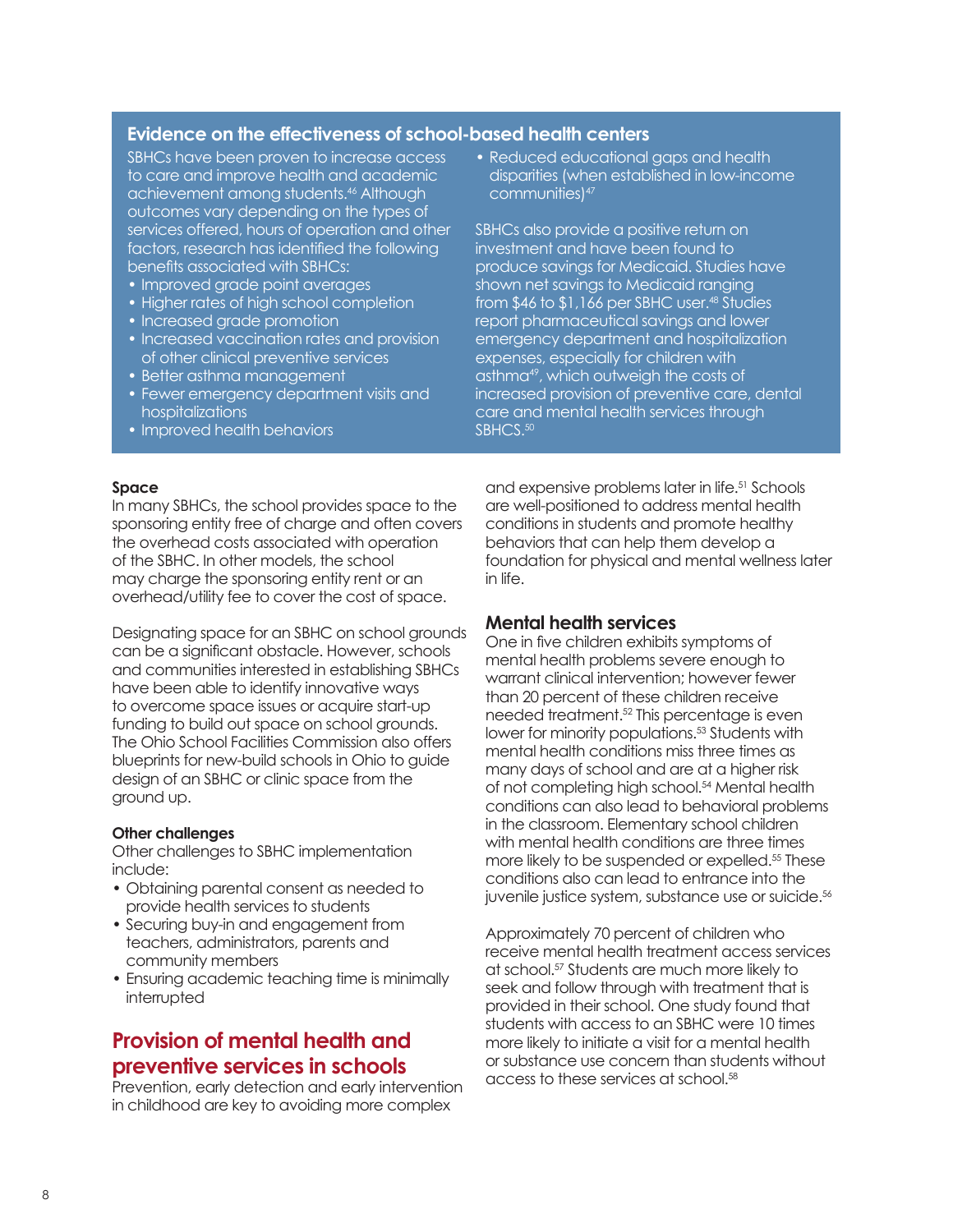## Evidence on the effectiveness of school-based health centers

SBHCs have been proven to increase access to care and improve health and academic achievement among students.[46] Although outcomes vary depending on the types of services offered, hours of operation and other factors, research has identified the following benefits associated with SBHCs:

- Improved grade point averages
- Higher rates of high school completion
- Increased grade promotion
- Increased vaccination rates and provision of other clinical preventive services
- Better asthma management
- Fewer emergency department visits and hospitalizations
- Improved health behaviors
- Reduced educational gaps and health disparities (when established in low-income communities)[47]

SBHCs also provide a positive return on investment and have been found to produce savings for Medicaid. Studies have shown net savings to Medicaid ranging from $46 to $1,166 per SBHC user.[48] Studies report pharmaceutical savings and lower emergency department and hospitalization expenses, especially for children with asthma[49], which outweigh the costs of increased provision of preventive care, dental care and mental health services through SBHCS.[50]

### Space

In many SBHCs, the school provides space to the sponsoring entity free of charge and often covers the overhead costs associated with operation of the SBHC. In other models, the school may charge the sponsoring entity rent or an overhead/utility fee to cover the cost of space.

Designating space for an SBHC on school grounds can be a significant obstacle. However, schools and communities interested in establishing SBHCs have been able to identify innovative ways to overcome space issues or acquire start-up funding to build out space on school grounds. The Ohio School Facilities Commission also offers blueprints for new-build schools in Ohio to guide design of an SBHC or clinic space from the ground up.

### Other challenges

Other challenges to SBHC implementation include:

- Obtaining parental consent as needed to provide health services to students
- Securing buy-in and engagement from teachers, administrators, parents and community members
- Ensuring academic teaching time is minimally interrupted

## Provision of mental health and preventive services in schools

Prevention, early detection and early intervention in childhood are key to avoiding more complex and expensive problems later in life.[51] Schools are well-positioned to address mental health conditions in students and promote healthy behaviors that can help them develop a foundation for physical and mental wellness later in life.

### Mental health services

One in five children exhibits symptoms of mental health problems severe enough to warrant clinical intervention; however fewer than 20 percent of these children receive needed treatment.[52] This percentage is even lower for minority populations.[53] Students with mental health conditions miss three times as many days of school and are at a higher risk of not completing high school.[54] Mental health conditions can also lead to behavioral problems in the classroom. Elementary school children with mental health conditions are three times more likely to be suspended or expelled.[55] These conditions also can lead to entrance into the juvenile justice system, substance use or suicide.[56]

Approximately 70 percent of children who receive mental health treatment access services at school.[57] Students are much more likely to seek and follow through with treatment that is provided in their school. One study found that students with access to an SBHC were 10 times more likely to initiate a visit for a mental health or substance use concern than students without access to these services at school.[58]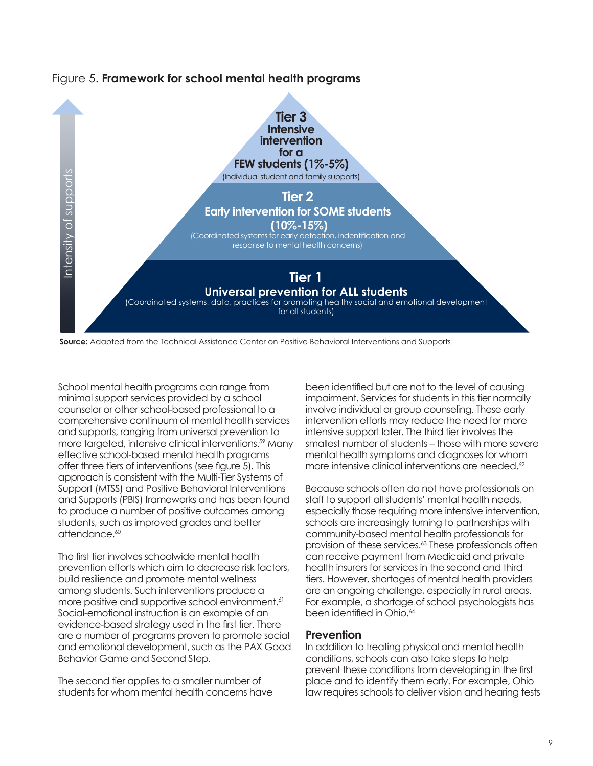Figure 5. **Framework for school mental health programs**

Intensity of supports

**Tier 3**
**Intensive intervention for a FEW students (1%-5%)**
(Individual student and family supports)

**Tier 2**
**Early intervention for SOME students (10%-15%)**
(Coordinated systems for early detection, indentification and response to mental health concerns)

**Tier 1**
**Universal prevention for ALL students**
(Coordinated systems, data, practices for promoting healthy social and emotional development for all students)

**Source:** Adapted from the Technical Assistance Center on Positive Behavioral Interventions and Supports

School mental health programs can range from minimal support services provided by a school counselor or other school-based professional to a comprehensive continuum of mental health services and supports, ranging from universal prevention to more targeted, intensive clinical interventions.[59] Many effective school-based mental health programs offer three tiers of interventions (see figure 5). This approach is consistent with the Multi-Tier Systems of Support (MTSS) and Positive Behavioral Interventions and Supports (PBIS) frameworks and has been found to produce a number of positive outcomes among students, such as improved grades and better attendance.[60]

The first tier involves schoolwide mental health prevention efforts which aim to decrease risk factors, build resilience and promote mental wellness among students. Such interventions produce a more positive and supportive school environment.[61] Social-emotional instruction is an example of an evidence-based strategy used in the first tier. There are a number of programs proven to promote social and emotional development, such as the PAX Good Behavior Game and Second Step.

The second tier applies to a smaller number of students for whom mental health concerns have been identified but are not to the level of causing impairment. Services for students in this tier normally involve individual or group counseling. These early intervention efforts may reduce the need for more intensive support later. The third tier involves the smallest number of students – those with more severe mental health symptoms and diagnoses for whom more intensive clinical interventions are needed.[62]

Because schools often do not have professionals on staff to support all students' mental health needs, especially those requiring more intensive intervention, schools are increasingly turning to partnerships with community-based mental health professionals for provision of these services.[63] These professionals often can receive payment from Medicaid and private health insurers for services in the second and third tiers. However, shortages of mental health providers are an ongoing challenge, especially in rural areas. For example, a shortage of school psychologists has been identified in Ohio.[64]

## Prevention

In addition to treating physical and mental health conditions, schools can also take steps to help prevent these conditions from developing in the first place and to identify them early. For example, Ohio law requires schools to deliver vision and hearing tests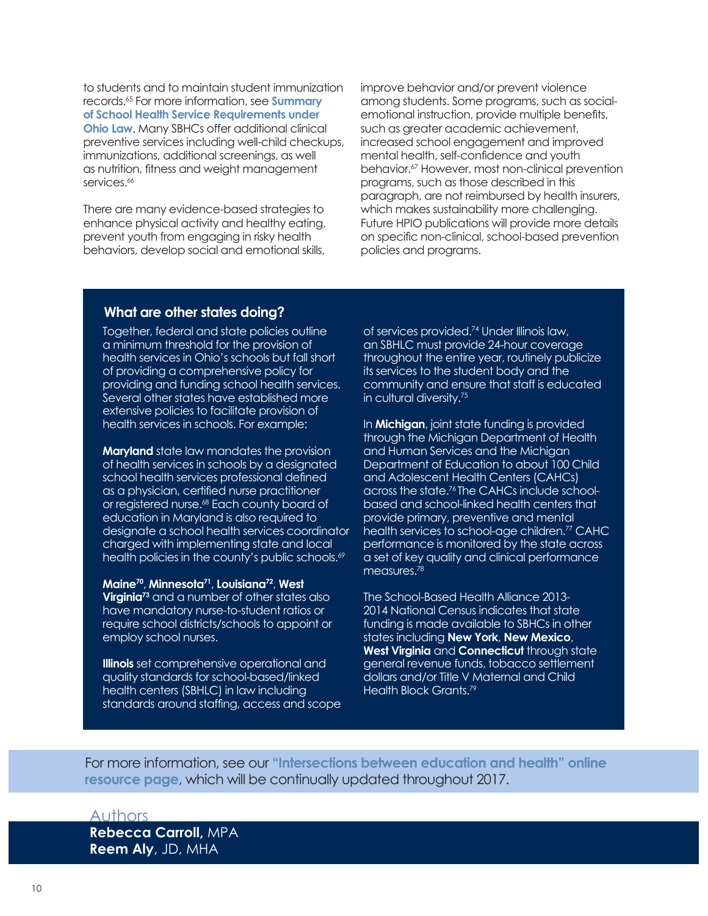to students and to maintain student immunization records.[65] For more information, see **Summary of School Health Service Requirements under Ohio Law**. Many SBHCs offer additional clinical preventive services including well-child checkups, immunizations, additional screenings, as well as nutrition, fitness and weight management services.[66]

There are many evidence-based strategies to enhance physical activity and healthy eating, prevent youth from engaging in risky health behaviors, develop social and emotional skills, improve behavior and/or prevent violence among students. Some programs, such as social-emotional instruction, provide multiple benefits, such as greater academic achievement, increased school engagement and improved mental health, self-confidence and youth behavior.[67] However, most non-clinical prevention programs, such as those described in this paragraph, are not reimbursed by health insurers, which makes sustainability more challenging. Future HPIO publications will provide more details on specific non-clinical, school-based prevention policies and programs.

### What are other states doing?

Together, federal and state policies outline a minimum threshold for the provision of health services in Ohio's schools but fall short of providing a comprehensive policy for providing and funding school health services. Several other states have established more extensive policies to facilitate provision of health services in schools. For example:

**Maryland** state law mandates the provision of health services in schools by a designated school health services professional defined as a physician, certified nurse practitioner or registered nurse.[68] Each county board of education in Maryland is also required to designate a school health services coordinator charged with implementing state and local health policies in the county's public schools.[69]

**Maine[70]**, **Minnesota[71]**, **Louisiana[72]**, **West Virginia[73]** and a number of other states also have mandatory nurse-to-student ratios or require school districts/schools to appoint or employ school nurses.

**Illinois** set comprehensive operational and quality standards for school-based/linked health centers (SBHLC) in law including standards around staffing, access and scope of services provided.[74] Under Illinois law, an SBHLC must provide 24-hour coverage throughout the entire year, routinely publicize its services to the student body and the community and ensure that staff is educated in cultural diversity.[75]

In **Michigan**, joint state funding is provided through the Michigan Department of Health and Human Services and the Michigan Department of Education to about 100 Child and Adolescent Health Centers (CAHCs) across the state.[76] The CAHCs include school-based and school-linked health centers that provide primary, preventive and mental health services to school-age children.[77] CAHC performance is monitored by the state across a set of key quality and clinical performance measures.[78]

The School-Based Health Alliance 2013-2014 National Census indicates that state funding is made available to SBHCs in other states including **New York**, **New Mexico**, **West Virginia** and **Connecticut** through state general revenue funds, tobacco settlement dollars and/or Title V Maternal and Child Health Block Grants.[79]

For more information, see our **"Intersections between education and health" online resource page**, which will be continually updated throughout 2017.

## Authors

**Rebecca Carroll**, MPA
**Reem Aly**, JD, MHA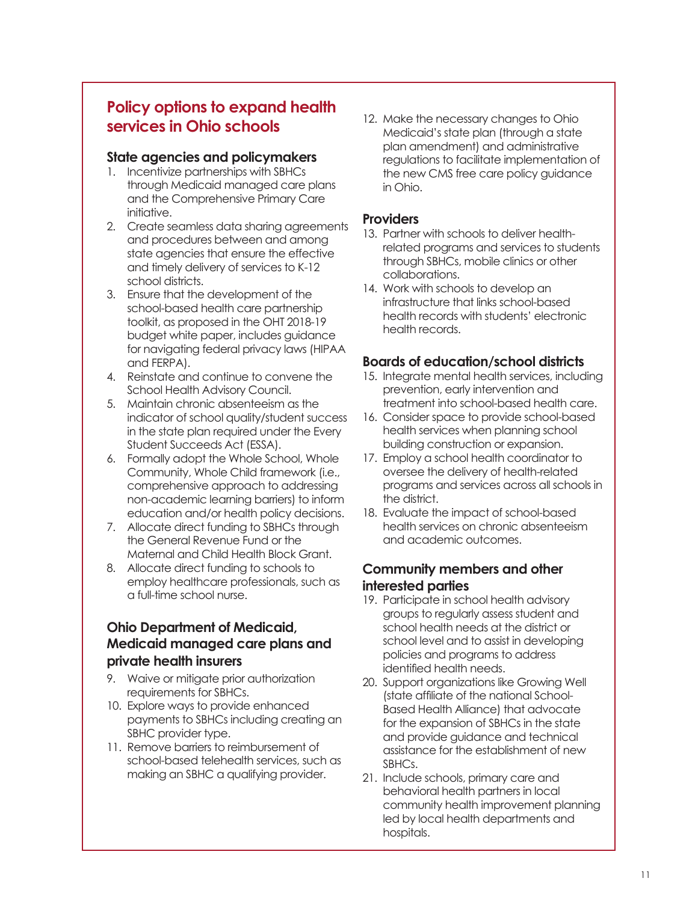## Policy options to expand health services in Ohio schools

### State agencies and policymakers

1. Incentivize partnerships with SBHCs through Medicaid managed care plans and the Comprehensive Primary Care initiative.
2. Create seamless data sharing agreements and procedures between and among state agencies that ensure the effective and timely delivery of services to K-12 school districts.
3. Ensure that the development of the school-based health care partnership toolkit, as proposed in the OHT 2018-19 budget white paper, includes guidance for navigating federal privacy laws (HIPAA and FERPA).
4. Reinstate and continue to convene the School Health Advisory Council.
5. Maintain chronic absenteeism as the indicator of school quality/student success in the state plan required under the Every Student Succeeds Act (ESSA).
6. Formally adopt the Whole School, Whole Community, Whole Child framework (i.e., comprehensive approach to addressing non-academic learning barriers) to inform education and/or health policy decisions.
7. Allocate direct funding to SBHCs through the General Revenue Fund or the Maternal and Child Health Block Grant.
8. Allocate direct funding to schools to employ healthcare professionals, such as a full-time school nurse.

### Ohio Department of Medicaid, Medicaid managed care plans and private health insurers

9. Waive or mitigate prior authorization requirements for SBHCs.
10. Explore ways to provide enhanced payments to SBHCs including creating an SBHC provider type.
11. Remove barriers to reimbursement of school-based telehealth services, such as making an SBHC a qualifying provider.
12. Make the necessary changes to Ohio Medicaid's state plan (through a state plan amendment) and administrative regulations to facilitate implementation of the new CMS free care policy guidance in Ohio.

### Providers

13. Partner with schools to deliver health-related programs and services to students through SBHCs, mobile clinics or other collaborations.
14. Work with schools to develop an infrastructure that links school-based health records with students' electronic health records.

### Boards of education/school districts

15. Integrate mental health services, including prevention, early intervention and treatment into school-based health care.
16. Consider space to provide school-based health services when planning school building construction or expansion.
17. Employ a school health coordinator to oversee the delivery of health-related programs and services across all schools in the district.
18. Evaluate the impact of school-based health services on chronic absenteeism and academic outcomes.

### Community members and other interested parties

19. Participate in school health advisory groups to regularly assess student and school health needs at the district or school level and to assist in developing policies and programs to address identified health needs.
20. Support organizations like Growing Well (state affiliate of the national School-Based Health Alliance) that advocate for the expansion of SBHCs in the state and provide guidance and technical assistance for the establishment of new SBHCs.
21. Include schools, primary care and behavioral health partners in local community health improvement planning led by local health departments and hospitals.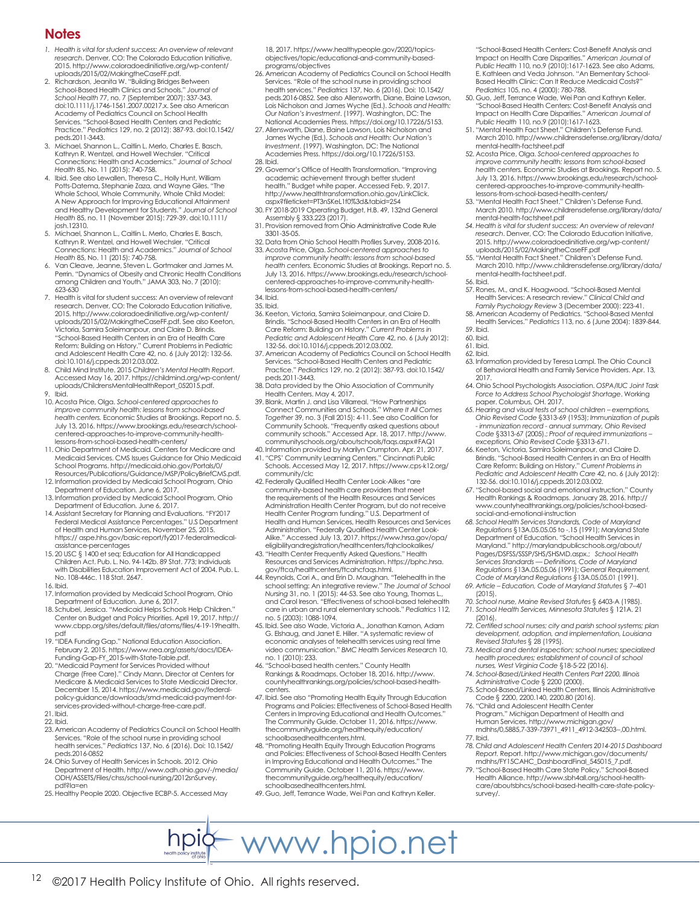# Notes

1. *Health is vital for student success: An overview of relevant research*. Denver, CO: The Colorado Education Initiative, 2015. http://www.coloradoedinitiative.org/wp-content/uploads/2015/02/MakingtheCaseFF.pdf.
2. Richardson, Jeanita W. "Building Bridges Between School-Based Health Clinics and Schools." *Journal of School Health* 77, no. 7 (September 2007): 337-343. doi:10.1111/j.1746-1561.2007.00217.x. See also American Academy of Pediatrics Council on School Health Services. "School-Based Health Centers and Pediatric Practice." *Pediatrics* 129, no. 2 (2012): 387-93. doi:10.1542/peds.2011-3443.
3. Michael, Shannon L., Caitlin L. Merlo, Charles E. Basch, Kathryn R. Wentzel, and Howell Wechsler. "Critical Connections: Health and Academics." *Journal of School Health* 85, No. 11 (2015): 740-758.
4. Ibid. See also Lewallen, Theresa C., Holly Hunt, William Potts-Datema, Stephanie Zaza, and Wayne Giles. "The Whole School, Whole Community, Whole Child Model: A New Approach for Improving Educational Attainment and Healthy Development for Students." *Journal of School Health* 85, no. 11 (November 2015): 729-39. doi:10.1111/josh.12310.
5. Michael, Shannon L., Caitlin L. Merlo, Charles E. Basch, Kathryn R. Wentzel, and Howell Wechsler. "Critical Connections: Health and Academics." *Journal of School Health* 85, No. 11 (2015): 740-758.
6. Van Cleave, Jeanne, Steven L. Gortmaker and James M. Perrin. "Dynamics of Obesity and Chronic Health Conditions among Children and Youth." JAMA 303, No. 7 (2010): 623-630
7. Health is vital for student success: An overview of relevant research. Denver, CO: The Colorado Education Initiative, 2015. http://www.coloradoedinitiative.org/wp-content/uploads/2015/02/MakingtheCaseFF.pdf. See also Keeton, Victoria, Samira Soleimanpour, and Claire D. Brindis. "School-Based Health Centers in an Era of Health Care Reform: Building on History." Current Problems in Pediatric and Adolescent Health Care 42, no. 6 (July 2012): 132-56. doi:10.1016/j.cppeds.2012.03.002.
8. Child Mind Institute. 2015 *Children's Mental Health Report*. Accessed May 16, 2017. https://childmind.org/wp-content/uploads/ChildrensMentalHealthReport_052015.pdf.
9. Ibid.
10. Acosta Price, Olga. *School-centered approaches to improve community health: lessons from school-based health centers.* Economic Studies at Brookings. Report no. 5. July 13, 2016. https://www.brookings.edu/research/school-centered-approaches-to-improve-community-health-lessons-from-school-based-health-centers/
11. Ohio Department of Medicaid. Centers for Medicare and Medicaid Services. CMS Issues Guidance for Ohio Medicaid School Programs. http://medicaid.ohio.gov/Portals/0/Resources/Publications/Guidance/MSP/PolicyBriefCMS.pdf.
12. Information provided by Medicaid School Program, Ohio Department of Education. June 6, 2017.
13. Information provided by Medicaid School Program, Ohio Department of Education. June 6, 2017.
14. Assistant Secretary for Planning and Evaluations. "FY2017 Federal Medical Assistance Percentages." U.S Department of Health and Human Services, November 25, 2015. https:// aspe.hhs.gov/basic-report/fy2017-federalmedical-assistance-percentages
15. 20 USC § 1400 et seq; Education for All Handicapped Children Act. Pub. L. No. 94-142b. 89 Stat. 773; Individuals with Disabilities Education Improvement Act of 2004. Pub. L. No. 108-446c. 118 Stat. 2647.
16. Ibid.
17. Information provided by Medicaid School Program, Ohio Department of Education. June 6, 2017.
18. Schubel, Jessica. "Medicaid Helps Schools Help Children." Center on Budget and Policy Priorities. April 19, 2017. http://www.cbpp.org/sites/default/files/atoms/files/4-19-19health.pdf
19. "IDEA Funding Gap." National Education Association. February 2, 2015. https://www.nea.org/assets/docs/IDEA-Funding-Gap-FY_2015-with-State-Table.pdf.
20. "Medicaid Payment for Services Provided without Charge (Free Care)." Cindy Mann, Director at Centers for Medicare & Medicaid Services to State Medicaid Director. December 15, 2014. https://www.medicaid.gov/federal-policy-guidance/downloads/smd-medicaid-payment-for-services-provided-without-charge-free-care.pdf.
21. Ibid.
22. Ibid.
23. American Academy of Pediatrics Council on School Health Services. "Role of the school nurse in providing school health services." *Pediatrics* 137, No. 6 (2016). Doi: 10.1542/peds.2016-0852
24. Ohio Survey of Health Services in Schools. 2012. Ohio Department of Health. http://www.odh.ohio.gov/-/media/ODH/ASSETS/Files/chss/school-nursing/2012snSurvey.pdf?la=en
25. Healthy People 2020. Objective ECBP-5. Accessed May 18, 2017. https://www.healthypeople.gov/2020/topics-objectives/topic/educational-and-community-based-programs/objectives
26. American Academy of Pediatrics Council on School Health Services. "Role of the school nurse in providing school health services." *Pediatrics* 137, No. 6 (2016). Doi: 10.1542/peds.2016-0852. See also Allensworth, Diane, Elaine Lawson, Lois Nicholson and James Wyche (Ed.). *Schools and Health: Our Nation's Investment*. (1997). Washington, DC: The National Academies Press. https://doi.org/10.17226/5153.
27. Allensworth, Diane, Elaine Lawson, Lois Nicholson and James Wyche (Ed.). *Schools and Health: Our Nation's Investment*. (1997). Washington, DC: The National Academies Press. https://doi.org/10.17226/5153.
28. Ibid.
29. Governor's Office of Health Transformation. "Improving academic achievement through better student health." Budget white paper. Accessed Feb. 9, 2017. http://www.healthtransformation.ohio.gov/LinkClick.aspx?fileticket=PT3nSKeL1f0%3d&tabid=254
30. FY 2018-2019 Operating Budget, H.B. 49, 132nd General Assembly § 333.223 (2017).
31. Provision removed from Ohio Administrative Code Rule 3301-35-05.
32. Data from Ohio School Health Profiles Survey, 2008-2016.
33. Acosta Price, Olga. *School-centered approaches to improve community health: lessons from school-based health centers.* Economic Studies at Brookings. Report no. 5. July 13, 2016. https://www.brookings.edu/research/school-centered-approaches-to-improve-community-health-lessons-from-school-based-health-centers/
34. Ibid.
35. Ibid.
36. Keeton, Victoria, Samira Soleimanpour, and Claire D. Brindis. "School-Based Health Centers in an Era of Health Care Reform: Building on History." *Current Problems in Pediatric and Adolescent Health Care* 42, no. 6 (July 2012): 132-56. doi:10.1016/j.cppeds.2012.03.002.
37. American Academy of Pediatrics Council on School Health Services. "School-Based Health Centers and Pediatric Practice." *Pediatrics* 129, no. 2 (2012): 387-93. doi:10.1542/peds.2011-3443.
38. Data provided by the Ohio Association of Community Health Centers. May 4, 2017.
39. Blank, Martin J. and Lisa Villarreal. "How Partnerships Connect Communities and Schools." *Where It All Comes Together* 39, no. 3 (Fall 2015): 4-11. See also Coalition for Community Schools. "Frequently asked questions about community schools." Accessed Apr. 18, 2017. http://www.communityschools.org/aboutschools/faqs.aspx#FAQ1
40. Information provided by Marilyn Crumpton. Apr. 21, 2017.
41. "CPS' Community Learning Centers." Cincinnati Public Schools. Accessed May 12, 2017. https://www.cps-k12.org/community/clc
42. Federally Qualified Health Center Look-Alikes "are community-based health care providers that meet the requirements of the Health Resources and Services Administration Health Center Program, but do not receive Health Center Program funding." U.S. Department of Health and Human Services, Health Resources and Services Administration. "Federally Qualified Health Center Look-Alike." Accessed July 13, 2017. https://www.hrsa.gov/opa/eligibilityandregistration/healthcenters/fqhclookalikes/
43. "Health Center Frequently Asked Questions." Health Resources and Services Administration. https://bphc.hrsa.gov/ftca/healthcenters/ftcahcfaqs.html.
44. Reynolds, Cori A., and Erin D. Maughan. "Telehealth in the school setting: An integrative review." *The Journal of School Nursing* 31, no. 1 (2015): 44-53. See also Young, Thomas L., and Carol Ireson. "Effectiveness of school-based telehealth care in urban and rural elementary schools." *Pediatrics* 112, no. 5 (2003): 1088-1094.
45. Ibid. See also Wade, Victoria A., Jonathan Karnon, Adam G. Elshaug, and Janet E. Hiller. "A systematic review of economic analyses of telehealth services using real time video communication." *BMC Health Services Research* 10, no. 1 (2010): 233.
46. "School-based health centers." County Health Rankings & Roadmaps. October 18, 2016. http://www.countyhealthrankings.org/policies/school-based-health-centers.
47. Ibid. See also "Promoting Health Equity Through Education Programs and Policies: Effectiveness of School-Based Health Centers in Improving Educational and Health Outcomes." The Community Guide. October 11, 2016. https://www.thecommunityguide.org/healthequity/education/schoolbasedhealthcenters.html.
48. "Promoting Health Equity Through Education Programs and Policies: Effectiveness of School-Based Health Centers in Improving Educational and Health Outcomes." The Community Guide. October 11, 2016. https://www.thecommunityguide.org/healthequity/education/schoolbasedhealthcenters.html.
49. Guo, Jeff, Terrance Wade, Wei Pan and Kathryn Keller. "School-Based Health Centers: Cost-Benefit Analysis and Impact on Health Care Disparities." *American Journal of Public Health* 110, no.9 (2010):1617-1623. See also Adams, E. Kathleen and Veda Johnson. "An Elementary School-Based Health Clinic: Can It Reduce Medicaid Costs?" *Pediatrics* 105, no. 4 (2000): 780-788.
50. Guo, Jeff, Terrance Wade, Wei Pan and Kathryn Keller. "School-Based Health Centers: Cost-Benefit Analysis and Impact on Health Care Disparities." *American Journal of Public Health* 110, no.9 (2010):1617-1623.
51. "Mental Health Fact Sheet." Children's Defense Fund. March 2010. http://www.childrensdefense.org/library/data/mental-health-factsheet.pdf
52. Acosta Price, Olga. *School-centered approaches to improve community health: lessons from school-based health centers.* Economic Studies at Brookings. Report no. 5. July 13, 2016. https://www.brookings.edu/research/school-centered-approaches-to-improve-community-health-lessons-from-school-based-health-centers/
53. "Mental Health Fact Sheet." Children's Defense Fund. March 2010. http://www.childrensdefense.org/library/data/mental-health-factsheet.pdf
54. *Health is vital for student success: An overview of relevant research*. Denver, CO: The Colorado Education Initiative, 2015. http://www.coloradoedinitiative.org/wp-content/uploads/2015/02/MakingtheCaseFF.pdf
55. "Mental Health Fact Sheet." Children's Defense Fund. March 2010. http://www.childrensdefense.org/library/data/mental-health-factsheet.pdf.
56. Ibid.
57. Rones, M., and K. Hoagwood. "School-Based Mental Health Services: A research review." *Clinical Child and Family Psychology Review* 3 (December 2000): 223-41.
58. American Academy of Pediatrics. "School-Based Mental Health Services." *Pediatrics* 113, no. 6 (June 2004): 1839-844.
59. Ibid.
60. Ibid.
61. Ibid.
62. Ibid.
63. Information provided by Teresa Lampl. The Ohio Council of Behavioral Health and Family Service Providers. Apr. 13, 2017.
64. Ohio School Psychologists Association. *OSPA/IUC Joint Task Force to Address School Psychologist Shortage*. Working paper. Columbus, OH. 2017.
65. *Hearing and visual tests of school children – exemptions, Ohio Revised Code* §3313-69 (1953); *Immunization of pupils - immunization record - annual summary, Ohio Revised Code* §3313-67 (2005).; *Proof of required immunizations – exceptions, Ohio Revised Code* §3313-671.
66. Keeton, Victoria, Samira Soleimanpour, and Claire D. Brindis. "School-Based Health Centers in an Era of Health Care Reform: Building on History." *Current Problems in Pediatric and Adolescent Health Care* 42, no. 6 (July 2012): 132-56. doi:10.1016/j.cppeds.2012.03.002.
67. "School-based social and emotional instruction." County Health Rankings & Roadmaps. January 28, 2016. http://www.countyhealthrankings.org/policies/school-based-social-and-emotional-instruction
68. *School Health Services Standards, Code of Maryland Regulations* §13A.05.05.05 to -.15 (1991); Maryland State Department of Education. "School Health Services in Maryland." http://marylandpublicschools.org/about/Pages/DSFSS/SSSP/SHS/SHSMD.aspx.; *School Health Services Standards — Definitions, Code of Maryland Regulations* §13A.05.05.06 (1991); *General Requirement, Code of Maryland Regulations* §13A.05.05.01 (1991).
69. *Article – Education, Code of Maryland Statutes* § 7–401 (2015).
70. *School nurse, Maine Revised Statutes* § 6403-A (1985).
71. *School Health Services, Minnesota Statutes* § 121A. 21 (2016).
72. *Certified school nurses; city and parish school systems; plan development, adoption, and implementation, Louisiana Revised Statutes* § 28 (1995).
73. *Medical and dental inspection; school nurses; specialized health procedures; establishment of council of school nurses, West Virginia Code* §18-5-22 (2016).
74. *School-Based/Linked Health Centers Part 2200, Illinois Administrative Code* § 2200 (2000).
75. School-Based/Linked Health Centers, Illinois Administrative Code § 2200, 2200.140, 2200.80 (2016).
76. "Child and Adolescent Health Center Program." Michigan Department of Health and Human Services. http://www.michigan.gov/mdhhs/0,5885,7-339-73971_4911_4912-342503--,00.html.
77. Ibid.
78. *Child and Adolescent Health Centers 2014-2015 Dashboard Report.* Report. http://www.michigan.gov/documents/mdhhs/FY15CAHC_DashboardFinal_545015_7.pdf.
79. "School-Based Health Care State Policy." School-Based Health Alliance. http://www.sbh4all.org/school-health-care/aboutsbhcs/school-based-health-care-state-policy-survey/.

hpio www.hpio.net

©2017 Health Policy Institute of Ohio. All rights reserved.